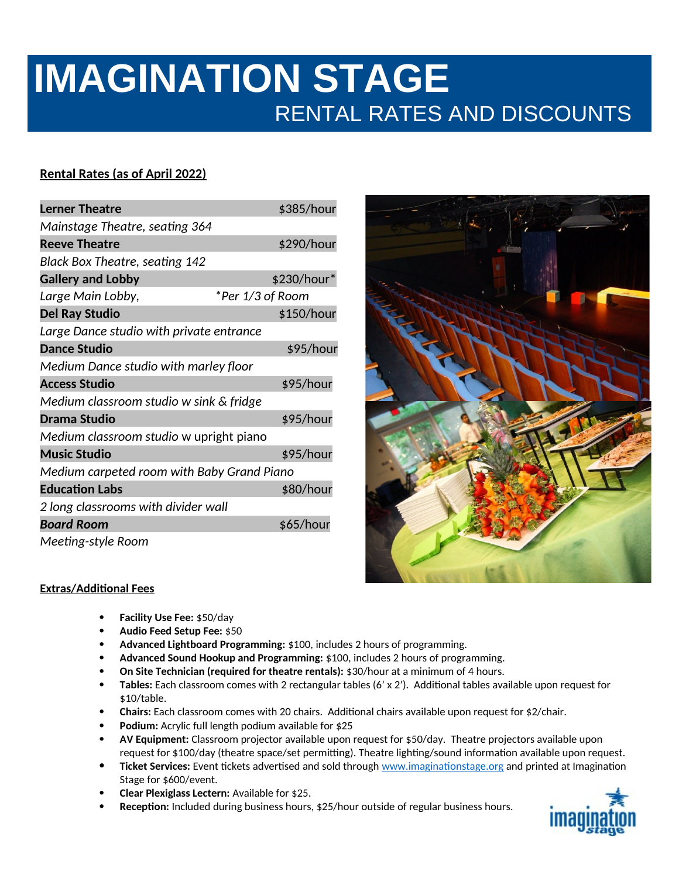# IMAGINATION STAGE

## RENTAL RATES AND DISCOUNTS

**Rental Rates (as of April 2022)**

| | |
|---|---|
| **Lerner Theatre** | $385/hour |
| *Mainstage Theatre, seating 364* | |
| **Reeve Theatre** | $290/hour |
| *Black Box Theatre, seating 142* | |
| **Gallery and Lobby** | $230/hour* |
| *Large Main Lobby,* | **Per 1/3 of Room* |
| **Del Ray Studio** | $150/hour |
| *Large Dance studio with private entrance* | |
| **Dance Studio** | $95/hour |
| *Medium Dance studio with marley floor* | |
| **Access Studio** | $95/hour |
| *Medium classroom studio w sink & fridge* | |
| **Drama Studio** | $95/hour |
| *Medium classroom studio* w upright piano | |
| **Music Studio** | $95/hour |
| *Medium carpeted room with Baby Grand Piano* | |
| **Education Labs** | $80/hour |
| *2 long classrooms with divider wall* | |
| ***Board Room*** | $65/hour |
| *Meeting-style Room* | |

**Extras/Additional Fees**

- **Facility Use Fee:** $50/day
- **Audio Feed Setup Fee:** $50
- **Advanced Lightboard Programming:** $100, includes 2 hours of programming.
- **Advanced Sound Hookup and Programming:** $100, includes 2 hours of programming.
- **On Site Technician (required for theatre rentals):** $30/hour at a minimum of 4 hours.
- **Tables:** Each classroom comes with 2 rectangular tables (6' x 2'). Additional tables available upon request for $10/table.
- **Chairs:** Each classroom comes with 20 chairs. Additional chairs available upon request for $2/chair.
- **Podium:** Acrylic full length podium available for $25
- **AV Equipment:** Classroom projector available upon request for $50/day. Theatre projectors available upon request for $100/day (theatre space/set permitting). Theatre lighting/sound information available upon request.
- **Ticket Services:** Event tickets advertised and sold through www.imaginationstage.org and printed at Imagination Stage for $600/event.
- **Clear Plexiglass Lectern:** Available for $25.
- **Reception:** Included during business hours, $25/hour outside of regular business hours.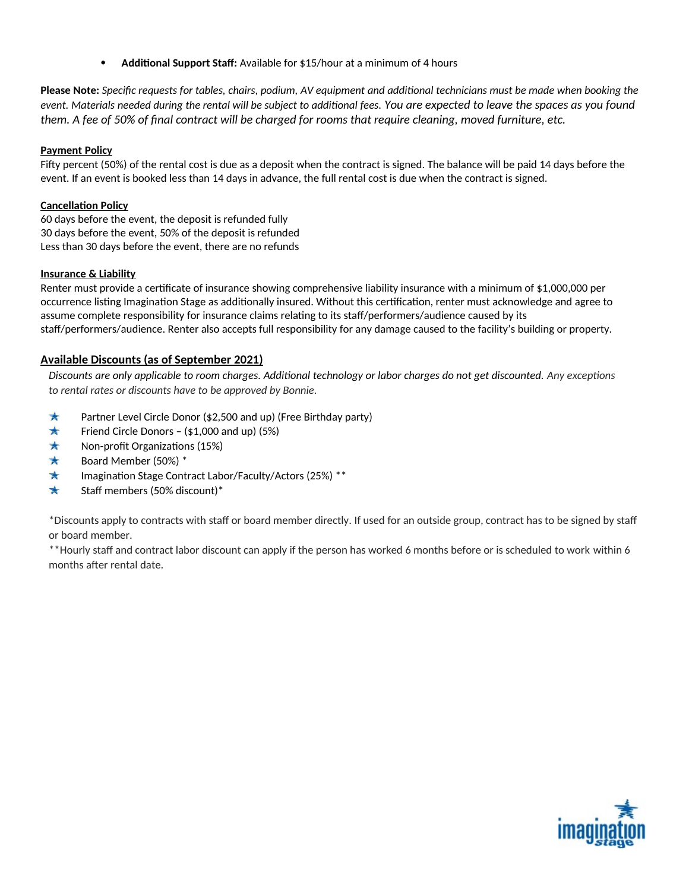- **Additional Support Staff:** Available for $15/hour at a minimum of 4 hours

**Please Note:** *Specific requests for tables, chairs, podium, AV equipment and additional technicians must be made when booking the event. Materials needed during the rental will be subject to additional fees. You are expected to leave the spaces as you found them. A fee of 50% of final contract will be charged for rooms that require cleaning, moved furniture, etc.*

**Payment Policy**

Fifty percent (50%) of the rental cost is due as a deposit when the contract is signed. The balance will be paid 14 days before the event. If an event is booked less than 14 days in advance, the full rental cost is due when the contract is signed.

**Cancellation Policy**

60 days before the event, the deposit is refunded fully
30 days before the event, 50% of the deposit is refunded
Less than 30 days before the event, there are no refunds

**Insurance & Liability**

Renter must provide a certificate of insurance showing comprehensive liability insurance with a minimum of $1,000,000 per occurrence listing Imagination Stage as additionally insured. Without this certification, renter must acknowledge and agree to assume complete responsibility for insurance claims relating to its staff/performers/audience caused by its staff/performers/audience. Renter also accepts full responsibility for any damage caused to the facility's building or property.

## Available Discounts (as of September 2021)

*Discounts are only applicable to room charges. Additional technology or labor charges do not get discounted. Any exceptions to rental rates or discounts have to be approved by Bonnie.*

- Partner Level Circle Donor ($2,500 and up) (Free Birthday party)
- Friend Circle Donors – ($1,000 and up) (5%)
- Non-profit Organizations (15%)
- Board Member (50%) *
- Imagination Stage Contract Labor/Faculty/Actors (25%) **
- Staff members (50% discount)*

*Discounts apply to contracts with staff or board member directly. If used for an outside group, contract has to be signed by staff or board member.

**Hourly staff and contract labor discount can apply if the person has worked 6 months before or is scheduled to work within 6 months after rental date.